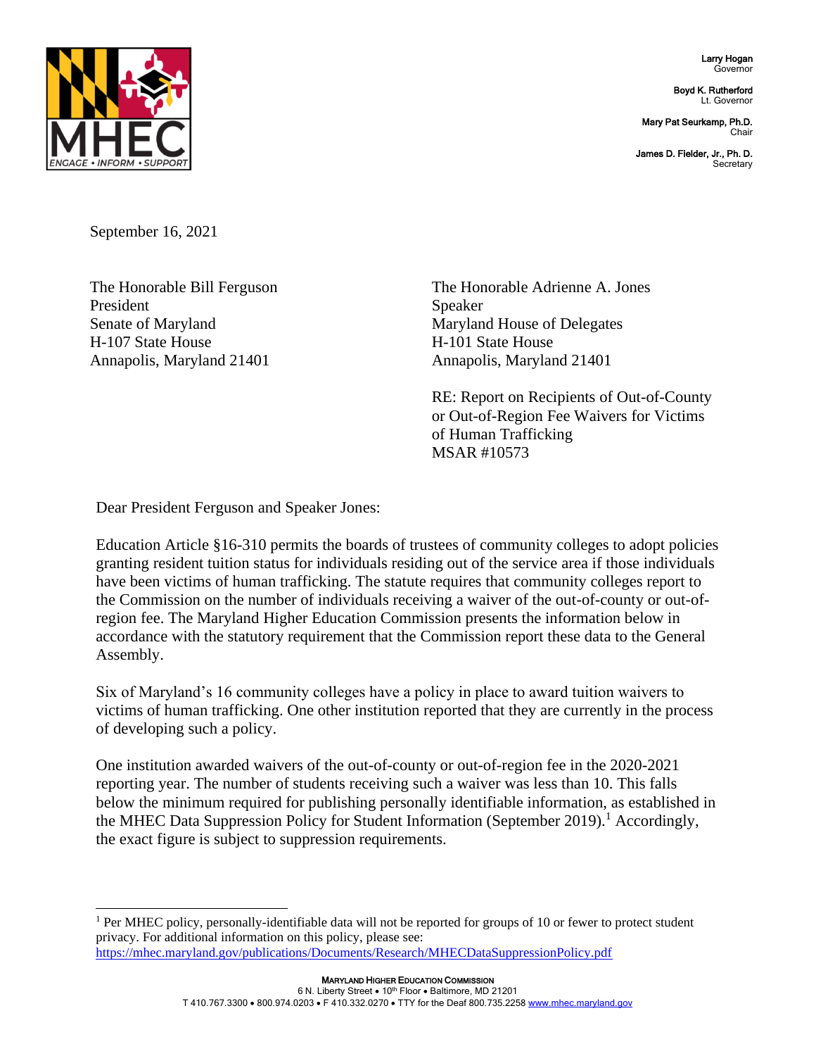Larry Hogan
Governor

Boyd K. Rutherford
Lt. Governor

Mary Pat Seurkamp, Ph.D.
Chair

James D. Fielder, Jr., Ph. D.
Secretary

September 16, 2021

The Honorable Bill Ferguson
President
Senate of Maryland
H-107 State House
Annapolis, Maryland 21401

The Honorable Adrienne A. Jones
Speaker
Maryland House of Delegates
H-101 State House
Annapolis, Maryland 21401

RE: Report on Recipients of Out-of-County or Out-of-Region Fee Waivers for Victims of Human Trafficking
MSAR #10573

Dear President Ferguson and Speaker Jones:

Education Article §16-310 permits the boards of trustees of community colleges to adopt policies granting resident tuition status for individuals residing out of the service area if those individuals have been victims of human trafficking. The statute requires that community colleges report to the Commission on the number of individuals receiving a waiver of the out-of-county or out-of-region fee. The Maryland Higher Education Commission presents the information below in accordance with the statutory requirement that the Commission report these data to the General Assembly.

Six of Maryland's 16 community colleges have a policy in place to award tuition waivers to victims of human trafficking. One other institution reported that they are currently in the process of developing such a policy.

One institution awarded waivers of the out-of-county or out-of-region fee in the 2020-2021 reporting year. The number of students receiving such a waiver was less than 10. This falls below the minimum required for publishing personally identifiable information, as established in the MHEC Data Suppression Policy for Student Information (September 2019).[1] Accordingly, the exact figure is subject to suppression requirements.

[1] Per MHEC policy, personally-identifiable data will not be reported for groups of 10 or fewer to protect student privacy. For additional information on this policy, please see: https://mhec.maryland.gov/publications/Documents/Research/MHECDataSuppressionPolicy.pdf

MARYLAND HIGHER EDUCATION COMMISSION
6 N. Liberty Street • 10th Floor • Baltimore, MD 21201
T 410.767.3300 • 800.974.0203 • F 410.332.0270 • TTY for the Deaf 800.735.2258 www.mhec.maryland.gov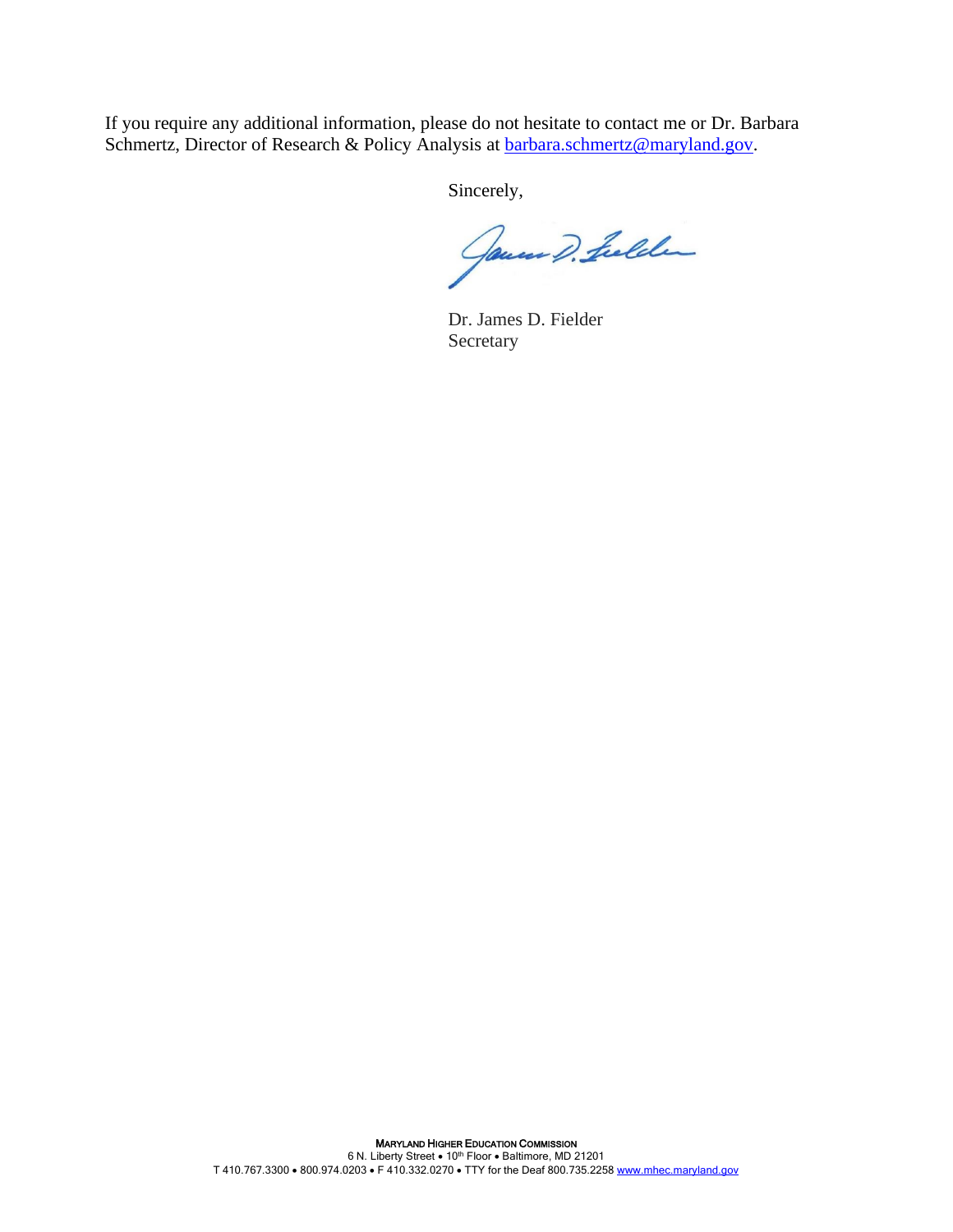If you require any additional information, please do not hesitate to contact me or Dr. Barbara Schmertz, Director of Research & Policy Analysis at barbara.schmertz@maryland.gov.

Sincerely,

Dr. James D. Fielder
Secretary

**MARYLAND HIGHER EDUCATION COMMISSION**
6 N. Liberty Street • 10th Floor • Baltimore, MD 21201
T 410.767.3300 • 800.974.0203 • F 410.332.0270 • TTY for the Deaf 800.735.2258 www.mhec.maryland.gov